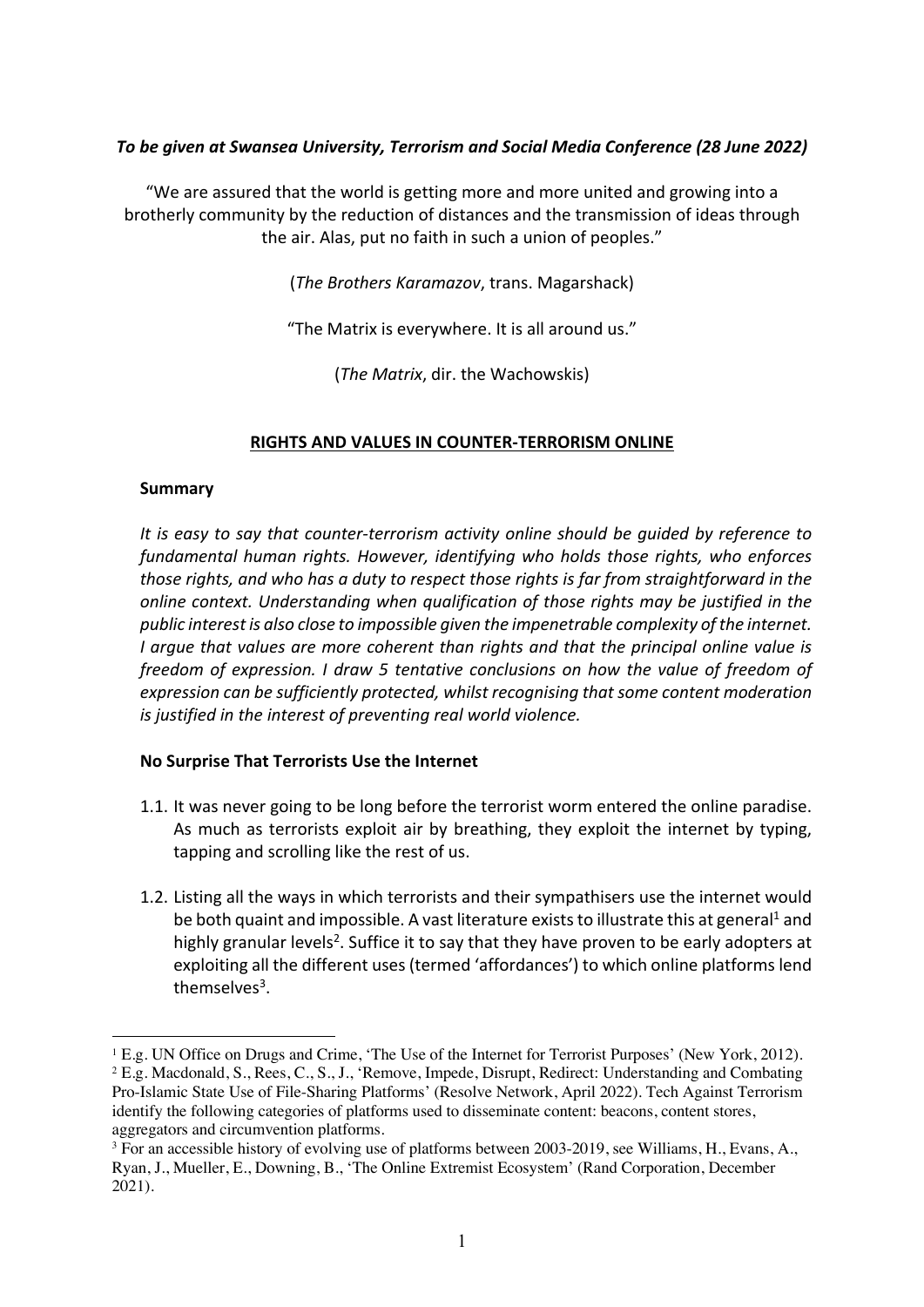***To be given at Swansea University, Terrorism and Social Media Conference (28 June 2022)***

"We are assured that the world is getting more and more united and growing into a brotherly community by the reduction of distances and the transmission of ideas through the air. Alas, put no faith in such a union of peoples."

(*The Brothers Karamazov*, trans. Magarshack)

"The Matrix is everywhere. It is all around us."

(*The Matrix*, dir. the Wachowskis)

# RIGHTS AND VALUES IN COUNTER-TERRORISM ONLINE

## Summary

*It is easy to say that counter-terrorism activity online should be guided by reference to fundamental human rights. However, identifying who holds those rights, who enforces those rights, and who has a duty to respect those rights is far from straightforward in the online context. Understanding when qualification of those rights may be justified in the public interest is also close to impossible given the impenetrable complexity of the internet. I argue that values are more coherent than rights and that the principal online value is freedom of expression. I draw 5 tentative conclusions on how the value of freedom of expression can be sufficiently protected, whilst recognising that some content moderation is justified in the interest of preventing real world violence.*

## No Surprise That Terrorists Use the Internet

1.1. It was never going to be long before the terrorist worm entered the online paradise. As much as terrorists exploit air by breathing, they exploit the internet by typing, tapping and scrolling like the rest of us.

1.2. Listing all the ways in which terrorists and their sympathisers use the internet would be both quaint and impossible. A vast literature exists to illustrate this at general[1] and highly granular levels[2]. Suffice it to say that they have proven to be early adopters at exploiting all the different uses (termed 'affordances') to which online platforms lend themselves[3].

---

[1] E.g. UN Office on Drugs and Crime, 'The Use of the Internet for Terrorist Purposes' (New York, 2012).

[2] E.g. Macdonald, S., Rees, C., S., J., 'Remove, Impede, Disrupt, Redirect: Understanding and Combating Pro-Islamic State Use of File-Sharing Platforms' (Resolve Network, April 2022). Tech Against Terrorism identify the following categories of platforms used to disseminate content: beacons, content stores, aggregators and circumvention platforms.

[3] For an accessible history of evolving use of platforms between 2003-2019, see Williams, H., Evans, A., Ryan, J., Mueller, E., Downing, B., 'The Online Extremist Ecosystem' (Rand Corporation, December 2021).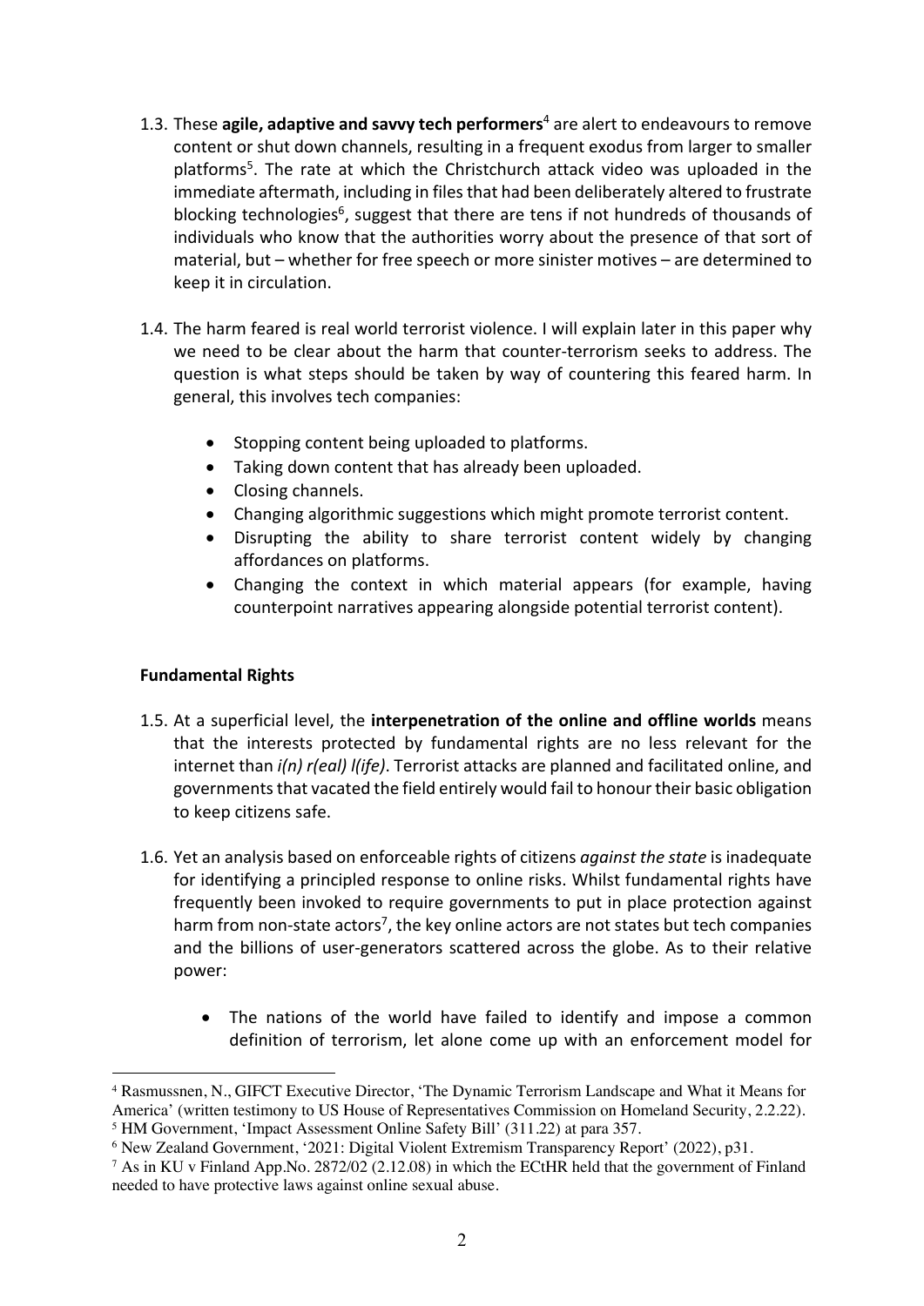1.3. These **agile, adaptive and savvy tech performers**[4] are alert to endeavours to remove content or shut down channels, resulting in a frequent exodus from larger to smaller platforms[5]. The rate at which the Christchurch attack video was uploaded in the immediate aftermath, including in files that had been deliberately altered to frustrate blocking technologies[6], suggest that there are tens if not hundreds of thousands of individuals who know that the authorities worry about the presence of that sort of material, but – whether for free speech or more sinister motives – are determined to keep it in circulation.

1.4. The harm feared is real world terrorist violence. I will explain later in this paper why we need to be clear about the harm that counter-terrorism seeks to address. The question is what steps should be taken by way of countering this feared harm. In general, this involves tech companies:

- Stopping content being uploaded to platforms.
- Taking down content that has already been uploaded.
- Closing channels.
- Changing algorithmic suggestions which might promote terrorist content.
- Disrupting the ability to share terrorist content widely by changing affordances on platforms.
- Changing the context in which material appears (for example, having counterpoint narratives appearing alongside potential terrorist content).

**Fundamental Rights**

1.5. At a superficial level, the **interpenetration of the online and offline worlds** means that the interests protected by fundamental rights are no less relevant for the internet than *i(n) r(eal) l(ife)*. Terrorist attacks are planned and facilitated online, and governments that vacated the field entirely would fail to honour their basic obligation to keep citizens safe.

1.6. Yet an analysis based on enforceable rights of citizens *against the state* is inadequate for identifying a principled response to online risks. Whilst fundamental rights have frequently been invoked to require governments to put in place protection against harm from non-state actors[7], the key online actors are not states but tech companies and the billions of user-generators scattered across the globe. As to their relative power:

- The nations of the world have failed to identify and impose a common definition of terrorism, let alone come up with an enforcement model for

---

[4] Rasmussnen, N., GIFCT Executive Director, 'The Dynamic Terrorism Landscape and What it Means for America' (written testimony to US House of Representatives Commission on Homeland Security, 2.2.22).

[5] HM Government, 'Impact Assessment Online Safety Bill' (311.22) at para 357.

[6] New Zealand Government, '2021: Digital Violent Extremism Transparency Report' (2022), p31.

[7] As in KU v Finland App.No. 2872/02 (2.12.08) in which the ECtHR held that the government of Finland needed to have protective laws against online sexual abuse.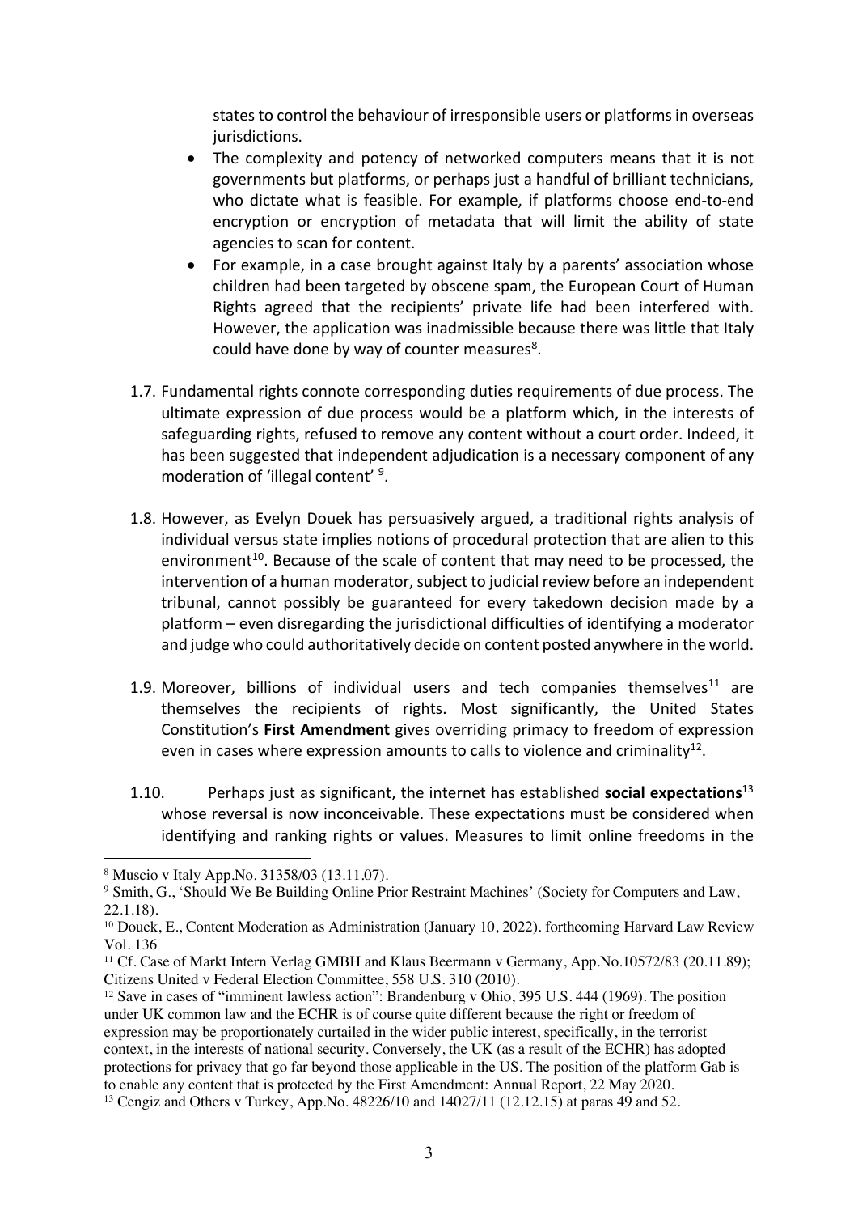states to control the behaviour of irresponsible users or platforms in overseas jurisdictions.

- The complexity and potency of networked computers means that it is not governments but platforms, or perhaps just a handful of brilliant technicians, who dictate what is feasible. For example, if platforms choose end-to-end encryption or encryption of metadata that will limit the ability of state agencies to scan for content.
- For example, in a case brought against Italy by a parents' association whose children had been targeted by obscene spam, the European Court of Human Rights agreed that the recipients' private life had been interfered with. However, the application was inadmissible because there was little that Italy could have done by way of counter measures[8].

1.7. Fundamental rights connote corresponding duties requirements of due process. The ultimate expression of due process would be a platform which, in the interests of safeguarding rights, refused to remove any content without a court order. Indeed, it has been suggested that independent adjudication is a necessary component of any moderation of 'illegal content' [9].

1.8. However, as Evelyn Douek has persuasively argued, a traditional rights analysis of individual versus state implies notions of procedural protection that are alien to this environment[10]. Because of the scale of content that may need to be processed, the intervention of a human moderator, subject to judicial review before an independent tribunal, cannot possibly be guaranteed for every takedown decision made by a platform – even disregarding the jurisdictional difficulties of identifying a moderator and judge who could authoritatively decide on content posted anywhere in the world.

1.9. Moreover, billions of individual users and tech companies themselves[11] are themselves the recipients of rights. Most significantly, the United States Constitution's **First Amendment** gives overriding primacy to freedom of expression even in cases where expression amounts to calls to violence and criminality[12].

1.10. Perhaps just as significant, the internet has established **social expectations**[13] whose reversal is now inconceivable. These expectations must be considered when identifying and ranking rights or values. Measures to limit online freedoms in the

---

[8] Muscio v Italy App.No. 31358/03 (13.11.07).

[9] Smith, G., 'Should We Be Building Online Prior Restraint Machines' (Society for Computers and Law, 22.1.18).

[10] Douek, E., Content Moderation as Administration (January 10, 2022). forthcoming Harvard Law Review Vol. 136

[11] Cf. Case of Markt Intern Verlag GMBH and Klaus Beermann v Germany, App.No.10572/83 (20.11.89); Citizens United v Federal Election Committee, 558 U.S. 310 (2010).

[12] Save in cases of "imminent lawless action": Brandenburg v Ohio, 395 U.S. 444 (1969). The position under UK common law and the ECHR is of course quite different because the right or freedom of expression may be proportionately curtailed in the wider public interest, specifically, in the terrorist context, in the interests of national security. Conversely, the UK (as a result of the ECHR) has adopted protections for privacy that go far beyond those applicable in the US. The position of the platform Gab is to enable any content that is protected by the First Amendment: Annual Report, 22 May 2020.

[13] Cengiz and Others v Turkey, App.No. 48226/10 and 14027/11 (12.12.15) at paras 49 and 52.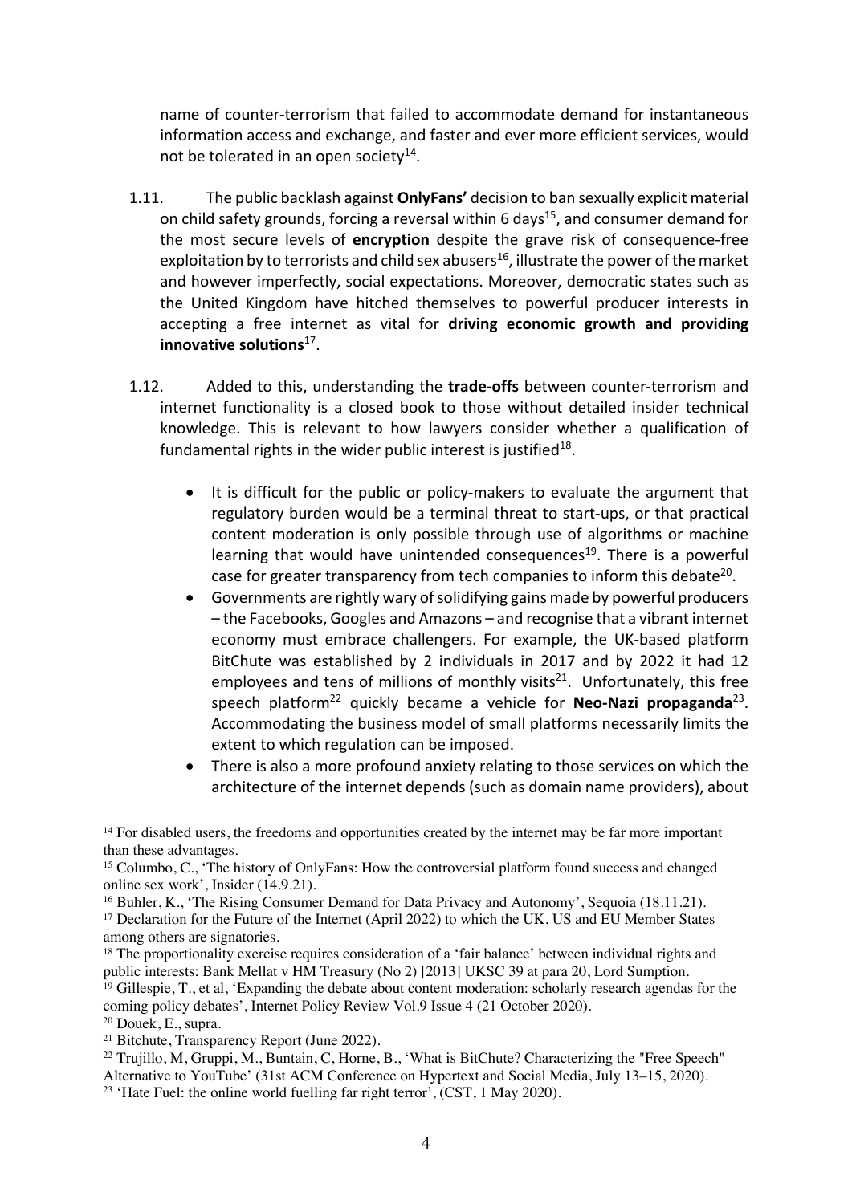name of counter-terrorism that failed to accommodate demand for instantaneous information access and exchange, and faster and ever more efficient services, would not be tolerated in an open society[14].

1.11. The public backlash against **OnlyFans'** decision to ban sexually explicit material on child safety grounds, forcing a reversal within 6 days[15], and consumer demand for the most secure levels of **encryption** despite the grave risk of consequence-free exploitation by to terrorists and child sex abusers[16], illustrate the power of the market and however imperfectly, social expectations. Moreover, democratic states such as the United Kingdom have hitched themselves to powerful producer interests in accepting a free internet as vital for **driving economic growth and providing innovative solutions**[17].

1.12. Added to this, understanding the **trade-offs** between counter-terrorism and internet functionality is a closed book to those without detailed insider technical knowledge. This is relevant to how lawyers consider whether a qualification of fundamental rights in the wider public interest is justified[18].

- It is difficult for the public or policy-makers to evaluate the argument that regulatory burden would be a terminal threat to start-ups, or that practical content moderation is only possible through use of algorithms or machine learning that would have unintended consequences[19]. There is a powerful case for greater transparency from tech companies to inform this debate[20].
- Governments are rightly wary of solidifying gains made by powerful producers – the Facebooks, Googles and Amazons – and recognise that a vibrant internet economy must embrace challengers. For example, the UK-based platform BitChute was established by 2 individuals in 2017 and by 2022 it had 12 employees and tens of millions of monthly visits[21]. Unfortunately, this free speech platform[22] quickly became a vehicle for **Neo-Nazi propaganda**[23]. Accommodating the business model of small platforms necessarily limits the extent to which regulation can be imposed.
- There is also a more profound anxiety relating to those services on which the architecture of the internet depends (such as domain name providers), about

---

[14] For disabled users, the freedoms and opportunities created by the internet may be far more important than these advantages.

[15] Columbo, C., 'The history of OnlyFans: How the controversial platform found success and changed online sex work', Insider (14.9.21).

[16] Buhler, K., 'The Rising Consumer Demand for Data Privacy and Autonomy', Sequoia (18.11.21).

[17] Declaration for the Future of the Internet (April 2022) to which the UK, US and EU Member States among others are signatories.

[18] The proportionality exercise requires consideration of a 'fair balance' between individual rights and public interests: Bank Mellat v HM Treasury (No 2) [2013] UKSC 39 at para 20, Lord Sumption.

[19] Gillespie, T., et al, 'Expanding the debate about content moderation: scholarly research agendas for the coming policy debates', Internet Policy Review Vol.9 Issue 4 (21 October 2020).

[20] Douek, E., supra.

[21] Bitchute, Transparency Report (June 2022).

[22] Trujillo, M, Gruppi, M., Buntain, C, Horne, B., 'What is BitChute? Characterizing the "Free Speech" Alternative to YouTube' (31st ACM Conference on Hypertext and Social Media, July 13–15, 2020).

[23] 'Hate Fuel: the online world fuelling far right terror', (CST, 1 May 2020).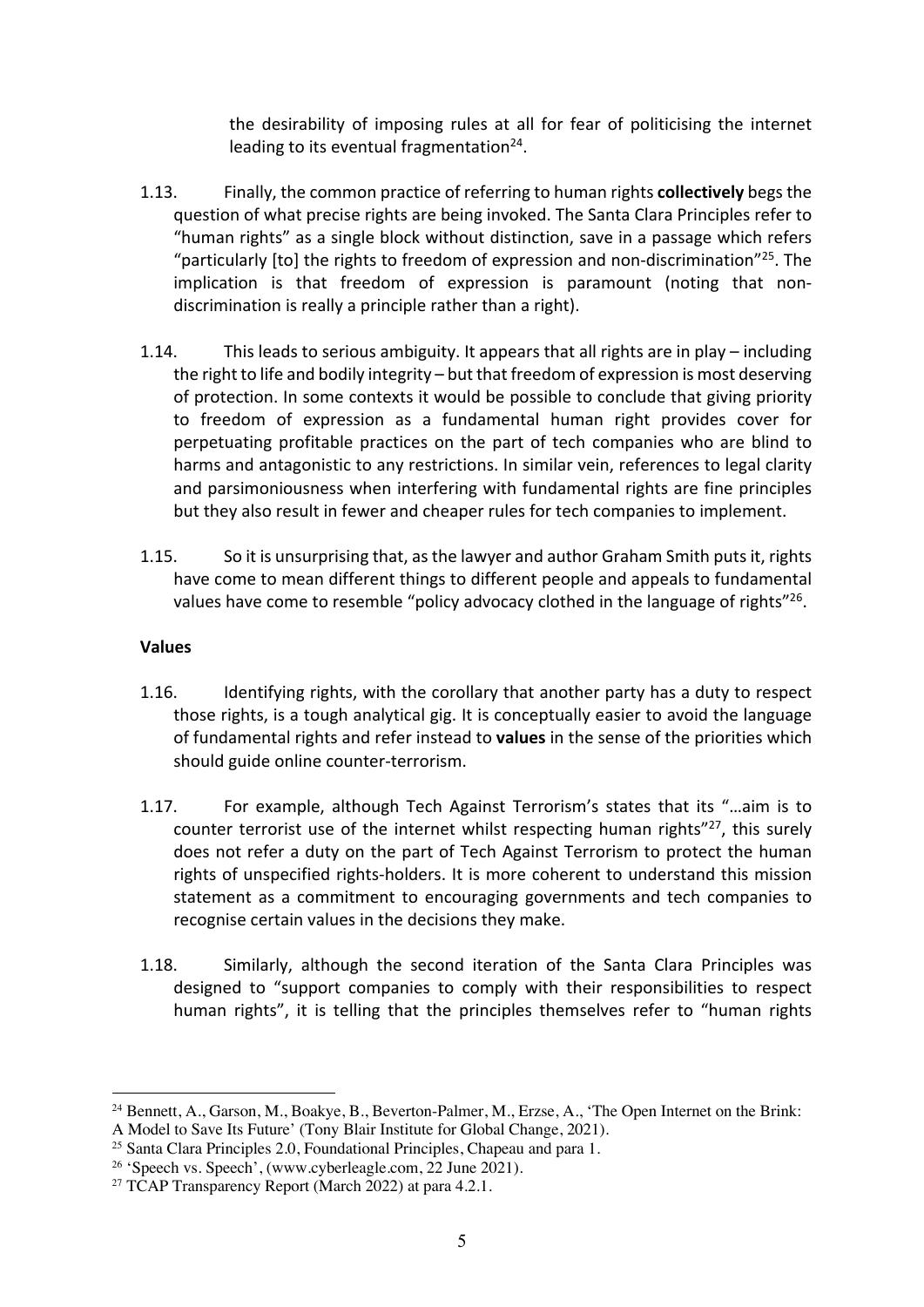the desirability of imposing rules at all for fear of politicising the internet leading to its eventual fragmentation[24].

1.13. Finally, the common practice of referring to human rights **collectively** begs the question of what precise rights are being invoked. The Santa Clara Principles refer to "human rights" as a single block without distinction, save in a passage which refers "particularly [to] the rights to freedom of expression and non-discrimination"[25]. The implication is that freedom of expression is paramount (noting that non-discrimination is really a principle rather than a right).

1.14. This leads to serious ambiguity. It appears that all rights are in play – including the right to life and bodily integrity – but that freedom of expression is most deserving of protection. In some contexts it would be possible to conclude that giving priority to freedom of expression as a fundamental human right provides cover for perpetuating profitable practices on the part of tech companies who are blind to harms and antagonistic to any restrictions. In similar vein, references to legal clarity and parsimoniousness when interfering with fundamental rights are fine principles but they also result in fewer and cheaper rules for tech companies to implement.

1.15. So it is unsurprising that, as the lawyer and author Graham Smith puts it, rights have come to mean different things to different people and appeals to fundamental values have come to resemble "policy advocacy clothed in the language of rights"[26].

**Values**

1.16. Identifying rights, with the corollary that another party has a duty to respect those rights, is a tough analytical gig. It is conceptually easier to avoid the language of fundamental rights and refer instead to **values** in the sense of the priorities which should guide online counter-terrorism.

1.17. For example, although Tech Against Terrorism's states that its "…aim is to counter terrorist use of the internet whilst respecting human rights"[27], this surely does not refer a duty on the part of Tech Against Terrorism to protect the human rights of unspecified rights-holders. It is more coherent to understand this mission statement as a commitment to encouraging governments and tech companies to recognise certain values in the decisions they make.

1.18. Similarly, although the second iteration of the Santa Clara Principles was designed to "support companies to comply with their responsibilities to respect human rights", it is telling that the principles themselves refer to "human rights

---

[24] Bennett, A., Garson, M., Boakye, B., Beverton-Palmer, M., Erzse, A., 'The Open Internet on the Brink: A Model to Save Its Future' (Tony Blair Institute for Global Change, 2021).

[25] Santa Clara Principles 2.0, Foundational Principles, Chapeau and para 1.

[26] 'Speech vs. Speech', (www.cyberleagle.com, 22 June 2021).

[27] TCAP Transparency Report (March 2022) at para 4.2.1.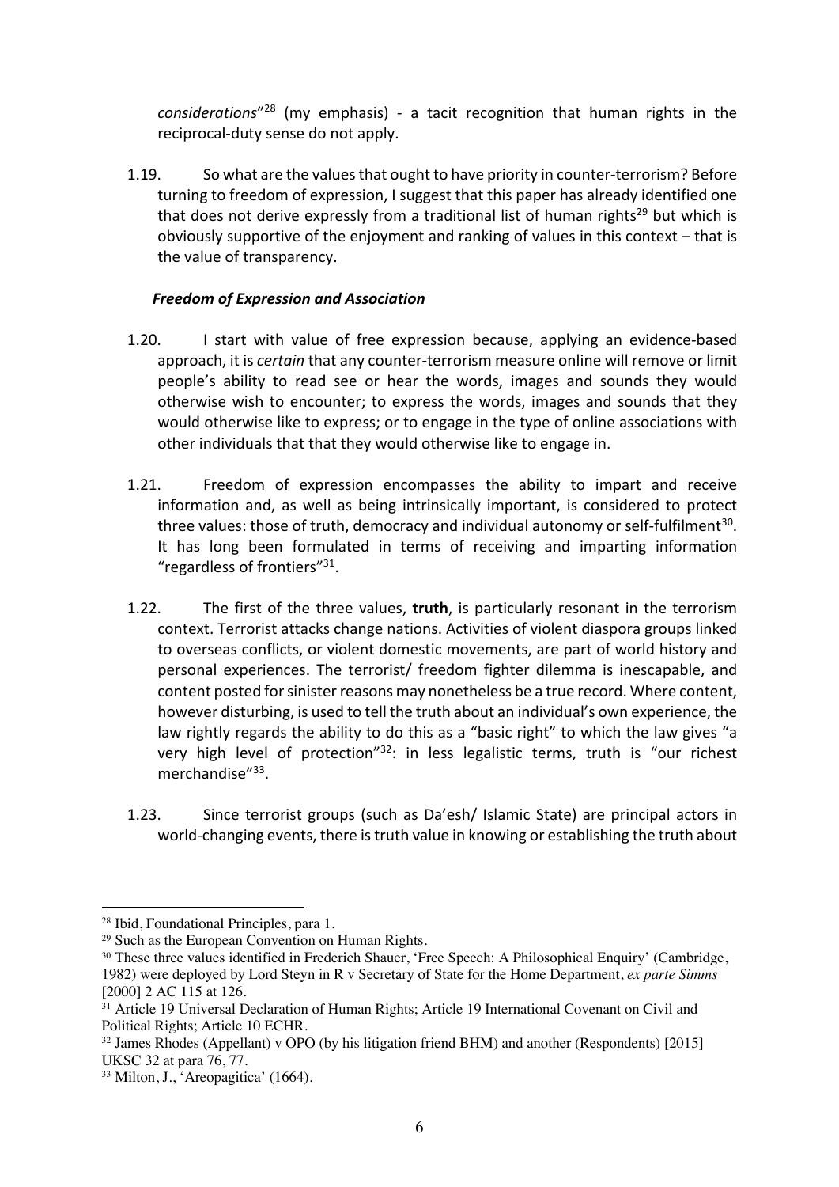*considerations*"[28] (my emphasis) - a tacit recognition that human rights in the reciprocal-duty sense do not apply.

1.19. So what are the values that ought to have priority in counter-terrorism? Before turning to freedom of expression, I suggest that this paper has already identified one that does not derive expressly from a traditional list of human rights[29] but which is obviously supportive of the enjoyment and ranking of values in this context – that is the value of transparency.

### *Freedom of Expression and Association*

1.20. I start with value of free expression because, applying an evidence-based approach, it is *certain* that any counter-terrorism measure online will remove or limit people's ability to read see or hear the words, images and sounds they would otherwise wish to encounter; to express the words, images and sounds that they would otherwise like to express; or to engage in the type of online associations with other individuals that that they would otherwise like to engage in.

1.21. Freedom of expression encompasses the ability to impart and receive information and, as well as being intrinsically important, is considered to protect three values: those of truth, democracy and individual autonomy or self-fulfilment[30]. It has long been formulated in terms of receiving and imparting information "regardless of frontiers"[31].

1.22. The first of the three values, **truth**, is particularly resonant in the terrorism context. Terrorist attacks change nations. Activities of violent diaspora groups linked to overseas conflicts, or violent domestic movements, are part of world history and personal experiences. The terrorist/ freedom fighter dilemma is inescapable, and content posted for sinister reasons may nonetheless be a true record. Where content, however disturbing, is used to tell the truth about an individual's own experience, the law rightly regards the ability to do this as a "basic right" to which the law gives "a very high level of protection"[32]: in less legalistic terms, truth is "our richest merchandise"[33].

1.23. Since terrorist groups (such as Da'esh/ Islamic State) are principal actors in world-changing events, there is truth value in knowing or establishing the truth about

---

[28] Ibid, Foundational Principles, para 1.

[29] Such as the European Convention on Human Rights.

[30] These three values identified in Frederich Shauer, 'Free Speech: A Philosophical Enquiry' (Cambridge, 1982) were deployed by Lord Steyn in R v Secretary of State for the Home Department, *ex parte Simms* [2000] 2 AC 115 at 126.

[31] Article 19 Universal Declaration of Human Rights; Article 19 International Covenant on Civil and Political Rights; Article 10 ECHR.

[32] James Rhodes (Appellant) v OPO (by his litigation friend BHM) and another (Respondents) [2015] UKSC 32 at para 76, 77.

[33] Milton, J., 'Areopagitica' (1664).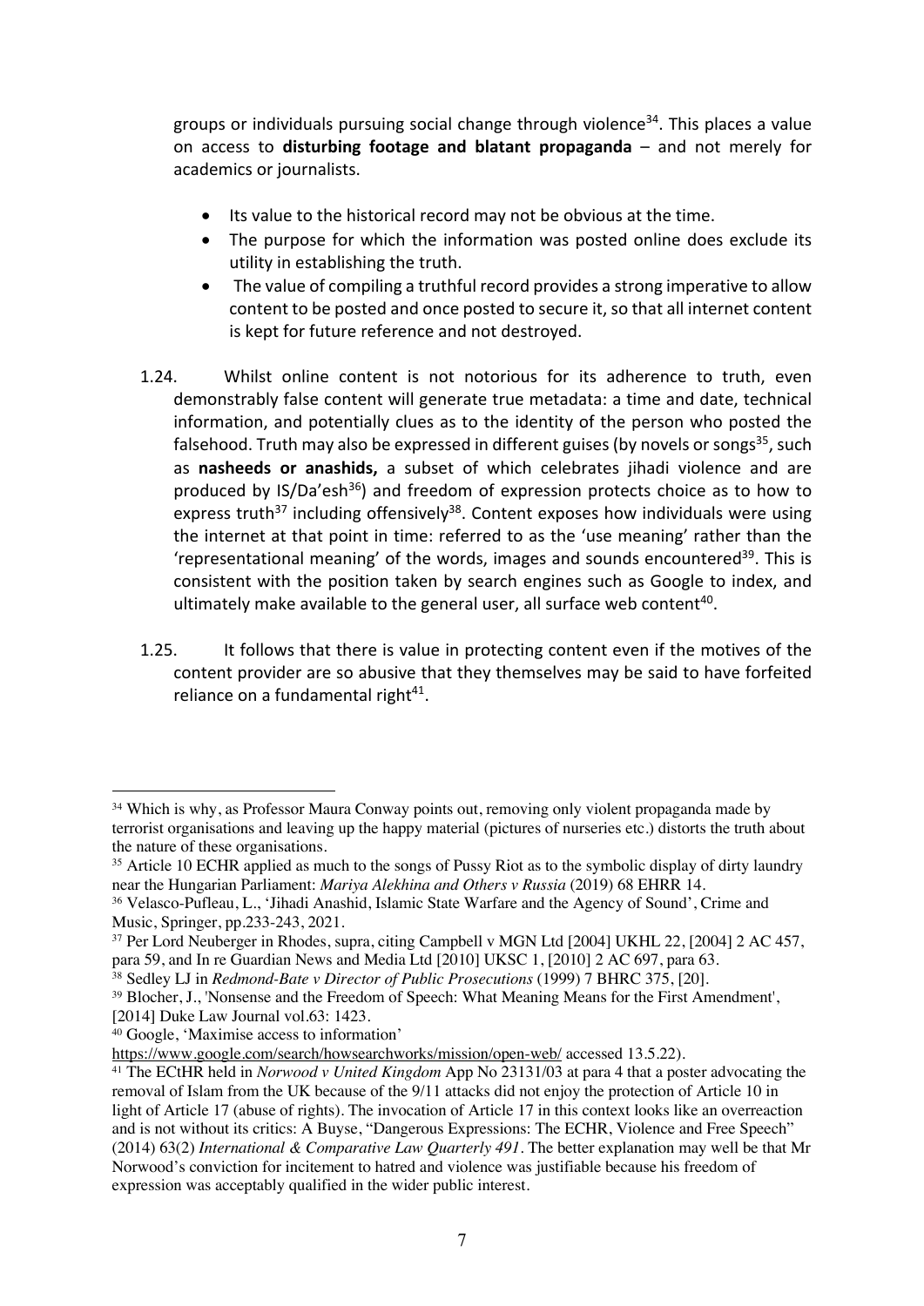groups or individuals pursuing social change through violence[34]. This places a value on access to **disturbing footage and blatant propaganda** – and not merely for academics or journalists.

- Its value to the historical record may not be obvious at the time.
- The purpose for which the information was posted online does exclude its utility in establishing the truth.
- The value of compiling a truthful record provides a strong imperative to allow content to be posted and once posted to secure it, so that all internet content is kept for future reference and not destroyed.

1.24. Whilst online content is not notorious for its adherence to truth, even demonstrably false content will generate true metadata: a time and date, technical information, and potentially clues as to the identity of the person who posted the falsehood. Truth may also be expressed in different guises (by novels or songs[35], such as **nasheeds or anashids,** a subset of which celebrates jihadi violence and are produced by IS/Da'esh[36]) and freedom of expression protects choice as to how to express truth[37] including offensively[38]. Content exposes how individuals were using the internet at that point in time: referred to as the 'use meaning' rather than the 'representational meaning' of the words, images and sounds encountered[39]. This is consistent with the position taken by search engines such as Google to index, and ultimately make available to the general user, all surface web content[40].

1.25. It follows that there is value in protecting content even if the motives of the content provider are so abusive that they themselves may be said to have forfeited reliance on a fundamental right[41].

---

[34] Which is why, as Professor Maura Conway points out, removing only violent propaganda made by terrorist organisations and leaving up the happy material (pictures of nurseries etc.) distorts the truth about the nature of these organisations.

[35] Article 10 ECHR applied as much to the songs of Pussy Riot as to the symbolic display of dirty laundry near the Hungarian Parliament: *Mariya Alekhina and Others v Russia* (2019) 68 EHRR 14.

[36] Velasco-Pufleau, L., 'Jihadi Anashid, Islamic State Warfare and the Agency of Sound', Crime and Music, Springer, pp.233-243, 2021.

[37] Per Lord Neuberger in Rhodes, supra, citing Campbell v MGN Ltd [2004] UKHL 22, [2004] 2 AC 457, para 59, and In re Guardian News and Media Ltd [2010] UKSC 1, [2010] 2 AC 697, para 63.

[38] Sedley LJ in *Redmond-Bate v Director of Public Prosecutions* (1999) 7 BHRC 375, [20].

[39] Blocher, J., 'Nonsense and the Freedom of Speech: What Meaning Means for the First Amendment', [2014] Duke Law Journal vol.63: 1423.

[40] Google, 'Maximise access to information' https://www.google.com/search/howsearchworks/mission/open-web/ accessed 13.5.22).

[41] The ECtHR held in *Norwood v United Kingdom* App No 23131/03 at para 4 that a poster advocating the removal of Islam from the UK because of the 9/11 attacks did not enjoy the protection of Article 10 in light of Article 17 (abuse of rights). The invocation of Article 17 in this context looks like an overreaction and is not without its critics: A Buyse, "Dangerous Expressions: The ECHR, Violence and Free Speech" (2014) 63(2) *International & Comparative Law Quarterly 491*. The better explanation may well be that Mr Norwood's conviction for incitement to hatred and violence was justifiable because his freedom of expression was acceptably qualified in the wider public interest.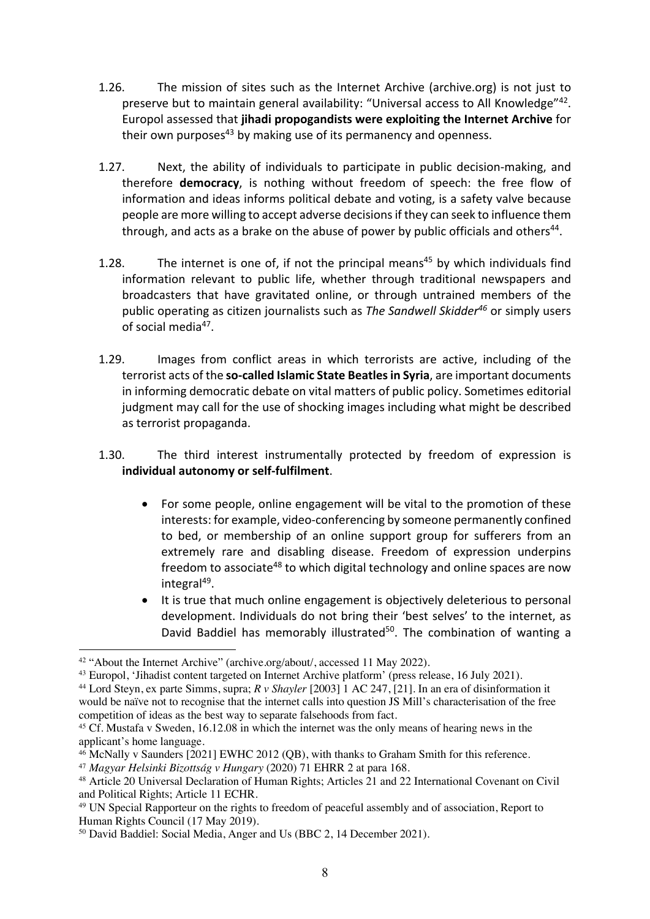1.26. The mission of sites such as the Internet Archive (archive.org) is not just to preserve but to maintain general availability: "Universal access to All Knowledge"[42]. Europol assessed that **jihadi propogandists were exploiting the Internet Archive** for their own purposes[43] by making use of its permanency and openness.

1.27. Next, the ability of individuals to participate in public decision-making, and therefore **democracy**, is nothing without freedom of speech: the free flow of information and ideas informs political debate and voting, is a safety valve because people are more willing to accept adverse decisions if they can seek to influence them through, and acts as a brake on the abuse of power by public officials and others[44].

1.28. The internet is one of, if not the principal means[45] by which individuals find information relevant to public life, whether through traditional newspapers and broadcasters that have gravitated online, or through untrained members of the public operating as citizen journalists such as *The Sandwell Skidder*[46] or simply users of social media[47].

1.29. Images from conflict areas in which terrorists are active, including of the terrorist acts of the **so-called Islamic State Beatles in Syria**, are important documents in informing democratic debate on vital matters of public policy. Sometimes editorial judgment may call for the use of shocking images including what might be described as terrorist propaganda.

1.30. The third interest instrumentally protected by freedom of expression is **individual autonomy or self-fulfilment**.

- For some people, online engagement will be vital to the promotion of these interests: for example, video-conferencing by someone permanently confined to bed, or membership of an online support group for sufferers from an extremely rare and disabling disease. Freedom of expression underpins freedom to associate[48] to which digital technology and online spaces are now integral[49].
- It is true that much online engagement is objectively deleterious to personal development. Individuals do not bring their 'best selves' to the internet, as David Baddiel has memorably illustrated[50]. The combination of wanting a

---

[42] "About the Internet Archive" (archive.org/about/, accessed 11 May 2022).

[43] Europol, 'Jihadist content targeted on Internet Archive platform' (press release, 16 July 2021).

[44] Lord Steyn, ex parte Simms, supra; *R v Shayler* [2003] 1 AC 247, [21]. In an era of disinformation it would be naïve not to recognise that the internet calls into question JS Mill's characterisation of the free competition of ideas as the best way to separate falsehoods from fact.

[45] Cf. Mustafa v Sweden, 16.12.08 in which the internet was the only means of hearing news in the applicant's home language.

[46] McNally v Saunders [2021] EWHC 2012 (QB), with thanks to Graham Smith for this reference.

[47] *Magyar Helsinki Bizottság v Hungary* (2020) 71 EHRR 2 at para 168.

[48] Article 20 Universal Declaration of Human Rights; Articles 21 and 22 International Covenant on Civil and Political Rights; Article 11 ECHR.

[49] UN Special Rapporteur on the rights to freedom of peaceful assembly and of association, Report to Human Rights Council (17 May 2019).

[50] David Baddiel: Social Media, Anger and Us (BBC 2, 14 December 2021).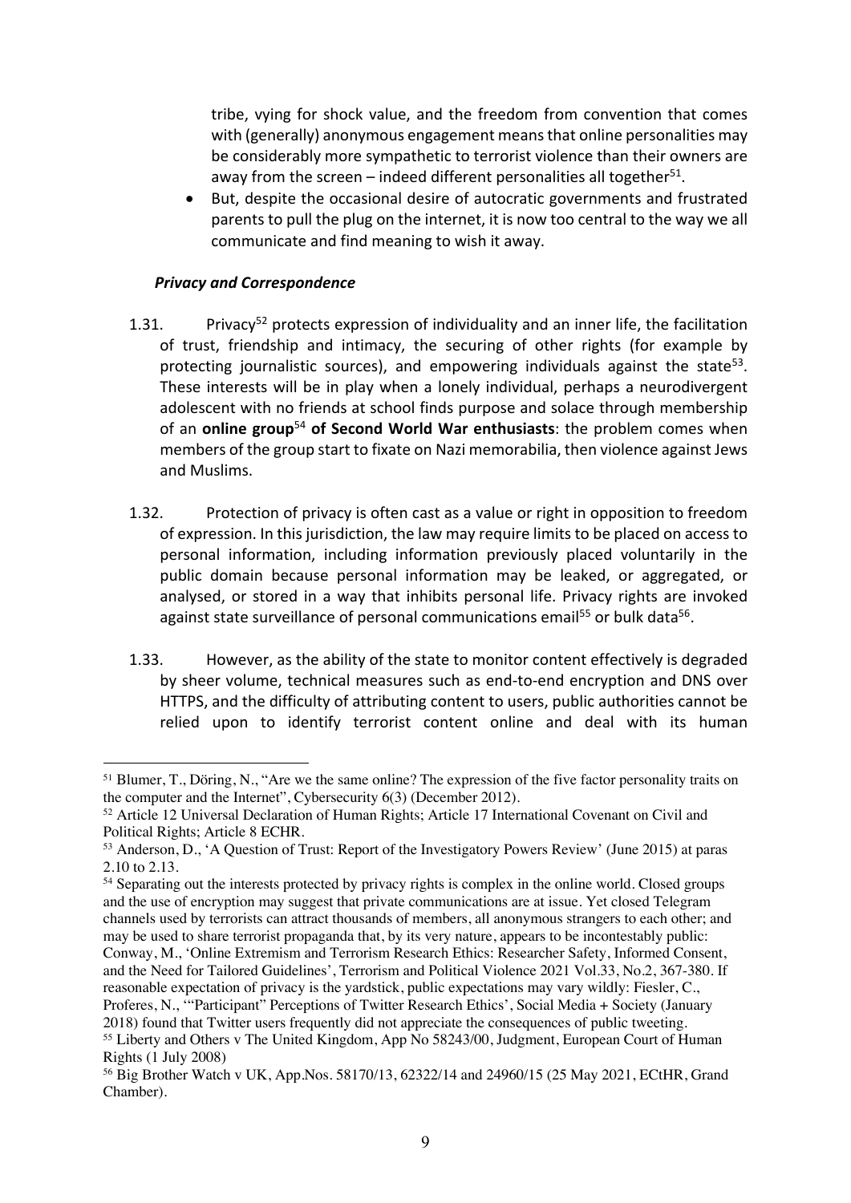tribe, vying for shock value, and the freedom from convention that comes with (generally) anonymous engagement means that online personalities may be considerably more sympathetic to terrorist violence than their owners are away from the screen – indeed different personalities all together[51].

- But, despite the occasional desire of autocratic governments and frustrated parents to pull the plug on the internet, it is now too central to the way we all communicate and find meaning to wish it away.

***Privacy and Correspondence***

1.31. Privacy[52] protects expression of individuality and an inner life, the facilitation of trust, friendship and intimacy, the securing of other rights (for example by protecting journalistic sources), and empowering individuals against the state[53]. These interests will be in play when a lonely individual, perhaps a neurodivergent adolescent with no friends at school finds purpose and solace through membership of an **online group**[54] **of Second World War enthusiasts**: the problem comes when members of the group start to fixate on Nazi memorabilia, then violence against Jews and Muslims.

1.32. Protection of privacy is often cast as a value or right in opposition to freedom of expression. In this jurisdiction, the law may require limits to be placed on access to personal information, including information previously placed voluntarily in the public domain because personal information may be leaked, or aggregated, or analysed, or stored in a way that inhibits personal life. Privacy rights are invoked against state surveillance of personal communications email[55] or bulk data[56].

1.33. However, as the ability of the state to monitor content effectively is degraded by sheer volume, technical measures such as end-to-end encryption and DNS over HTTPS, and the difficulty of attributing content to users, public authorities cannot be relied upon to identify terrorist content online and deal with its human

---

[51] Blumer, T., Döring, N., "Are we the same online? The expression of the five factor personality traits on the computer and the Internet", Cybersecurity 6(3) (December 2012).

[52] Article 12 Universal Declaration of Human Rights; Article 17 International Covenant on Civil and Political Rights; Article 8 ECHR.

[53] Anderson, D., 'A Question of Trust: Report of the Investigatory Powers Review' (June 2015) at paras 2.10 to 2.13.

[54] Separating out the interests protected by privacy rights is complex in the online world. Closed groups and the use of encryption may suggest that private communications are at issue. Yet closed Telegram channels used by terrorists can attract thousands of members, all anonymous strangers to each other; and may be used to share terrorist propaganda that, by its very nature, appears to be incontestably public: Conway, M., 'Online Extremism and Terrorism Research Ethics: Researcher Safety, Informed Consent, and the Need for Tailored Guidelines', Terrorism and Political Violence 2021 Vol.33, No.2, 367-380. If reasonable expectation of privacy is the yardstick, public expectations may vary wildly: Fiesler, C., Proferes, N., '"Participant" Perceptions of Twitter Research Ethics', Social Media + Society (January 2018) found that Twitter users frequently did not appreciate the consequences of public tweeting.

[55] Liberty and Others v The United Kingdom, App No 58243/00, Judgment, European Court of Human Rights (1 July 2008)

[56] Big Brother Watch v UK, App.Nos. 58170/13, 62322/14 and 24960/15 (25 May 2021, ECtHR, Grand Chamber).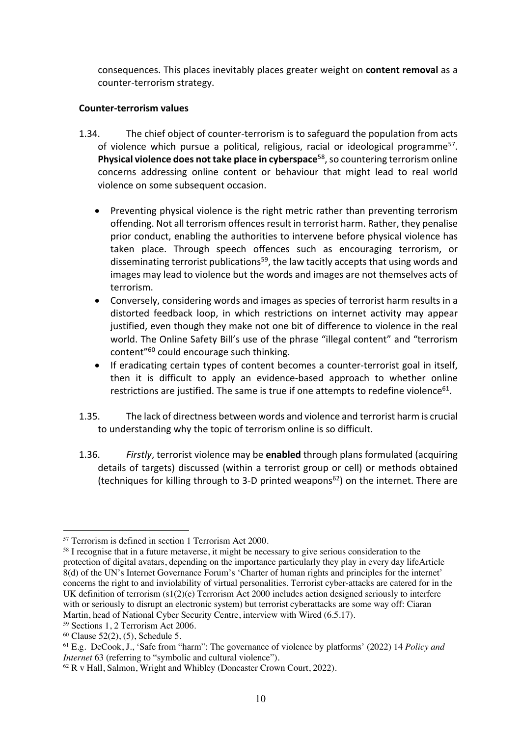consequences. This places inevitably places greater weight on **content removal** as a counter-terrorism strategy.

**Counter-terrorism values**

1.34. The chief object of counter-terrorism is to safeguard the population from acts of violence which pursue a political, religious, racial or ideological programme[57]. **Physical violence does not take place in cyberspace**[58], so countering terrorism online concerns addressing online content or behaviour that might lead to real world violence on some subsequent occasion.

- Preventing physical violence is the right metric rather than preventing terrorism offending. Not all terrorism offences result in terrorist harm. Rather, they penalise prior conduct, enabling the authorities to intervene before physical violence has taken place. Through speech offences such as encouraging terrorism, or disseminating terrorist publications[59], the law tacitly accepts that using words and images may lead to violence but the words and images are not themselves acts of terrorism.
- Conversely, considering words and images as species of terrorist harm results in a distorted feedback loop, in which restrictions on internet activity may appear justified, even though they make not one bit of difference to violence in the real world. The Online Safety Bill's use of the phrase "illegal content" and "terrorism content"[60] could encourage such thinking.
- If eradicating certain types of content becomes a counter-terrorist goal in itself, then it is difficult to apply an evidence-based approach to whether online restrictions are justified. The same is true if one attempts to redefine violence[61].

1.35. The lack of directness between words and violence and terrorist harm is crucial to understanding why the topic of terrorism online is so difficult.

1.36. *Firstly*, terrorist violence may be **enabled** through plans formulated (acquiring details of targets) discussed (within a terrorist group or cell) or methods obtained (techniques for killing through to 3-D printed weapons[62]) on the internet. There are

---

[57] Terrorism is defined in section 1 Terrorism Act 2000.

[58] I recognise that in a future metaverse, it might be necessary to give serious consideration to the protection of digital avatars, depending on the importance particularly they play in every day lifeArticle 8(d) of the UN's Internet Governance Forum's 'Charter of human rights and principles for the internet' concerns the right to and inviolability of virtual personalities. Terrorist cyber-attacks are catered for in the UK definition of terrorism (s1(2)(e) Terrorism Act 2000 includes action designed seriously to interfere with or seriously to disrupt an electronic system) but terrorist cyberattacks are some way off: Ciaran Martin, head of National Cyber Security Centre, interview with Wired (6.5.17).

[59] Sections 1, 2 Terrorism Act 2006.

[60] Clause 52(2), (5), Schedule 5.

[61] E.g. DeCook, J., 'Safe from "harm": The governance of violence by platforms' (2022) 14 *Policy and Internet* 63 (referring to "symbolic and cultural violence").

[62] R v Hall, Salmon, Wright and Whibley (Doncaster Crown Court, 2022).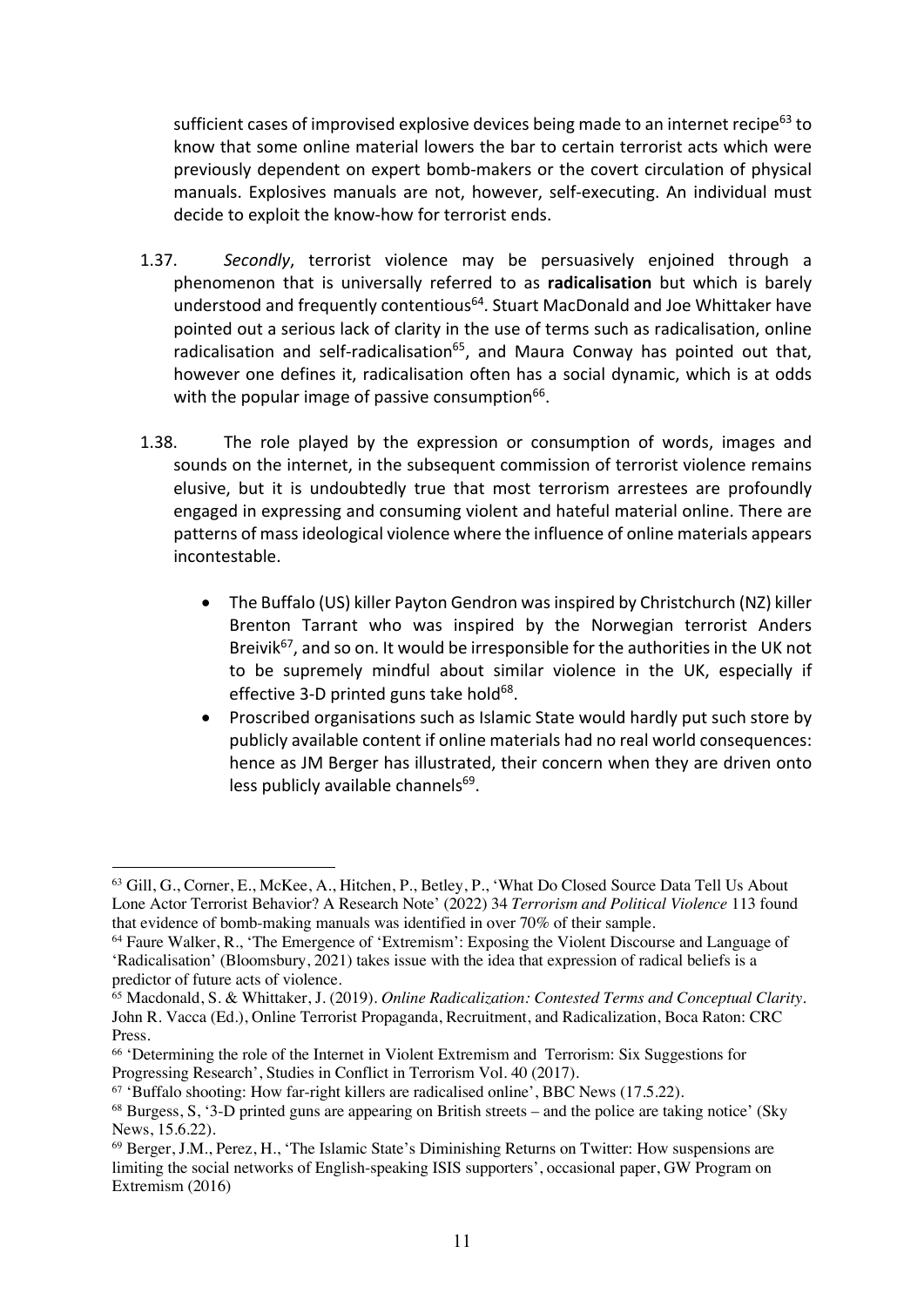sufficient cases of improvised explosive devices being made to an internet recipe[63] to know that some online material lowers the bar to certain terrorist acts which were previously dependent on expert bomb-makers or the covert circulation of physical manuals. Explosives manuals are not, however, self-executing. An individual must decide to exploit the know-how for terrorist ends.

1.37. *Secondly*, terrorist violence may be persuasively enjoined through a phenomenon that is universally referred to as **radicalisation** but which is barely understood and frequently contentious[64]. Stuart MacDonald and Joe Whittaker have pointed out a serious lack of clarity in the use of terms such as radicalisation, online radicalisation and self-radicalisation[65], and Maura Conway has pointed out that, however one defines it, radicalisation often has a social dynamic, which is at odds with the popular image of passive consumption[66].

1.38. The role played by the expression or consumption of words, images and sounds on the internet, in the subsequent commission of terrorist violence remains elusive, but it is undoubtedly true that most terrorism arrestees are profoundly engaged in expressing and consuming violent and hateful material online. There are patterns of mass ideological violence where the influence of online materials appears incontestable.

- The Buffalo (US) killer Payton Gendron was inspired by Christchurch (NZ) killer Brenton Tarrant who was inspired by the Norwegian terrorist Anders Breivik[67], and so on. It would be irresponsible for the authorities in the UK not to be supremely mindful about similar violence in the UK, especially if effective 3-D printed guns take hold[68].
- Proscribed organisations such as Islamic State would hardly put such store by publicly available content if online materials had no real world consequences: hence as JM Berger has illustrated, their concern when they are driven onto less publicly available channels[69].

---

[63] Gill, G., Corner, E., McKee, A., Hitchen, P., Betley, P., 'What Do Closed Source Data Tell Us About Lone Actor Terrorist Behavior? A Research Note' (2022) 34 *Terrorism and Political Violence* 113 found that evidence of bomb-making manuals was identified in over 70% of their sample.

[64] Faure Walker, R., 'The Emergence of 'Extremism': Exposing the Violent Discourse and Language of 'Radicalisation' (Bloomsbury, 2021) takes issue with the idea that expression of radical beliefs is a predictor of future acts of violence.

[65] Macdonald, S. & Whittaker, J. (2019). *Online Radicalization: Contested Terms and Conceptual Clarity*. John R. Vacca (Ed.), Online Terrorist Propaganda, Recruitment, and Radicalization, Boca Raton: CRC Press.

[66] 'Determining the role of the Internet in Violent Extremism and Terrorism: Six Suggestions for Progressing Research', Studies in Conflict in Terrorism Vol. 40 (2017).

[67] 'Buffalo shooting: How far-right killers are radicalised online', BBC News (17.5.22).

[68] Burgess, S, '3-D printed guns are appearing on British streets – and the police are taking notice' (Sky News, 15.6.22).

[69] Berger, J.M., Perez, H., 'The Islamic State's Diminishing Returns on Twitter: How suspensions are limiting the social networks of English-speaking ISIS supporters', occasional paper, GW Program on Extremism (2016)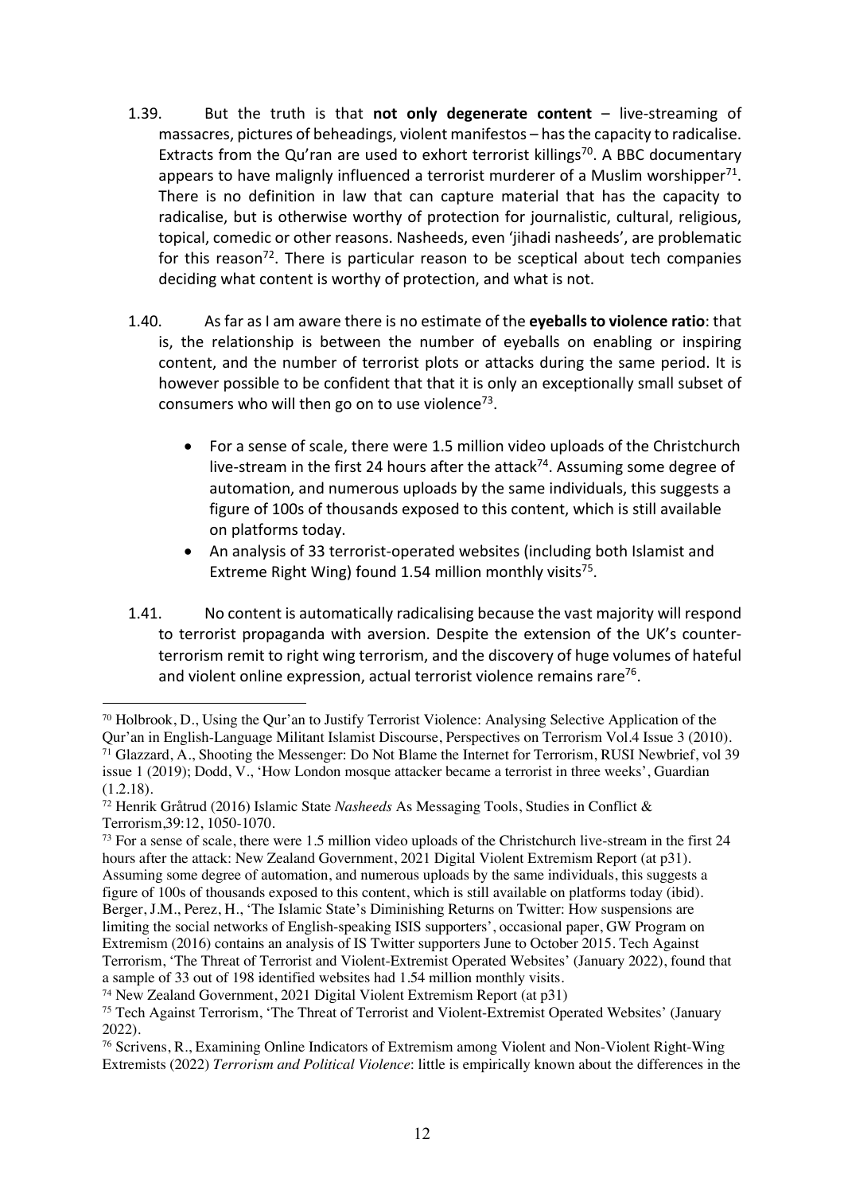1.39. But the truth is that **not only degenerate content** – live-streaming of massacres, pictures of beheadings, violent manifestos – has the capacity to radicalise. Extracts from the Qu'ran are used to exhort terrorist killings[70]. A BBC documentary appears to have malignly influenced a terrorist murderer of a Muslim worshipper[71]. There is no definition in law that can capture material that has the capacity to radicalise, but is otherwise worthy of protection for journalistic, cultural, religious, topical, comedic or other reasons. Nasheeds, even 'jihadi nasheeds', are problematic for this reason[72]. There is particular reason to be sceptical about tech companies deciding what content is worthy of protection, and what is not.

1.40. As far as I am aware there is no estimate of the **eyeballs to violence ratio**: that is, the relationship is between the number of eyeballs on enabling or inspiring content, and the number of terrorist plots or attacks during the same period. It is however possible to be confident that that it is only an exceptionally small subset of consumers who will then go on to use violence[73].

- For a sense of scale, there were 1.5 million video uploads of the Christchurch live-stream in the first 24 hours after the attack[74]. Assuming some degree of automation, and numerous uploads by the same individuals, this suggests a figure of 100s of thousands exposed to this content, which is still available on platforms today.
- An analysis of 33 terrorist-operated websites (including both Islamist and Extreme Right Wing) found 1.54 million monthly visits[75].

1.41. No content is automatically radicalising because the vast majority will respond to terrorist propaganda with aversion. Despite the extension of the UK's counter-terrorism remit to right wing terrorism, and the discovery of huge volumes of hateful and violent online expression, actual terrorist violence remains rare[76].

---

[70] Holbrook, D., Using the Qur'an to Justify Terrorist Violence: Analysing Selective Application of the Qur'an in English-Language Militant Islamist Discourse, Perspectives on Terrorism Vol.4 Issue 3 (2010).

[71] Glazzard, A., Shooting the Messenger: Do Not Blame the Internet for Terrorism, RUSI Newbrief, vol 39 issue 1 (2019); Dodd, V., 'How London mosque attacker became a terrorist in three weeks', Guardian (1.2.18).

[72] Henrik Gråtrud (2016) Islamic State *Nasheeds* As Messaging Tools, Studies in Conflict & Terrorism,39:12, 1050-1070.

[73] For a sense of scale, there were 1.5 million video uploads of the Christchurch live-stream in the first 24 hours after the attack: New Zealand Government, 2021 Digital Violent Extremism Report (at p31). Assuming some degree of automation, and numerous uploads by the same individuals, this suggests a figure of 100s of thousands exposed to this content, which is still available on platforms today (ibid). Berger, J.M., Perez, H., 'The Islamic State's Diminishing Returns on Twitter: How suspensions are limiting the social networks of English-speaking ISIS supporters', occasional paper, GW Program on Extremism (2016) contains an analysis of IS Twitter supporters June to October 2015. Tech Against Terrorism, 'The Threat of Terrorist and Violent-Extremist Operated Websites' (January 2022), found that a sample of 33 out of 198 identified websites had 1.54 million monthly visits.

[74] New Zealand Government, 2021 Digital Violent Extremism Report (at p31)

[75] Tech Against Terrorism, 'The Threat of Terrorist and Violent-Extremist Operated Websites' (January 2022).

[76] Scrivens, R., Examining Online Indicators of Extremism among Violent and Non-Violent Right-Wing Extremists (2022) *Terrorism and Political Violence*: little is empirically known about the differences in the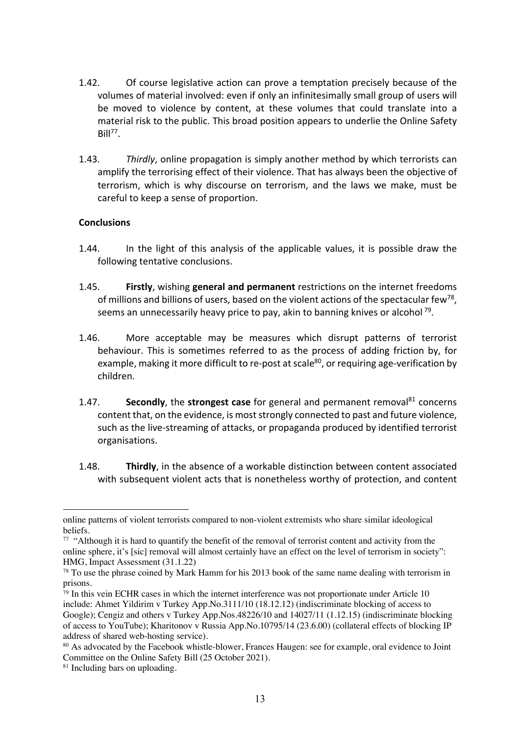1.42. Of course legislative action can prove a temptation precisely because of the volumes of material involved: even if only an infinitesimally small group of users will be moved to violence by content, at these volumes that could translate into a material risk to the public. This broad position appears to underlie the Online Safety Bill[77].

1.43. *Thirdly*, online propagation is simply another method by which terrorists can amplify the terrorising effect of their violence. That has always been the objective of terrorism, which is why discourse on terrorism, and the laws we make, must be careful to keep a sense of proportion.

**Conclusions**

1.44. In the light of this analysis of the applicable values, it is possible draw the following tentative conclusions.

1.45. **Firstly**, wishing **general and permanent** restrictions on the internet freedoms of millions and billions of users, based on the violent actions of the spectacular few[78], seems an unnecessarily heavy price to pay, akin to banning knives or alcohol[79].

1.46. More acceptable may be measures which disrupt patterns of terrorist behaviour. This is sometimes referred to as the process of adding friction by, for example, making it more difficult to re-post at scale[80], or requiring age-verification by children.

1.47. **Secondly**, the **strongest case** for general and permanent removal[81] concerns content that, on the evidence, is most strongly connected to past and future violence, such as the live-streaming of attacks, or propaganda produced by identified terrorist organisations.

1.48. **Thirdly**, in the absence of a workable distinction between content associated with subsequent violent acts that is nonetheless worthy of protection, and content

---

online patterns of violent terrorists compared to non-violent extremists who share similar ideological beliefs.

[77] "Although it is hard to quantify the benefit of the removal of terrorist content and activity from the online sphere, it's [sic] removal will almost certainly have an effect on the level of terrorism in society": HMG, Impact Assessment (31.1.22)

[78] To use the phrase coined by Mark Hamm for his 2013 book of the same name dealing with terrorism in prisons.

[79] In this vein ECHR cases in which the internet interference was not proportionate under Article 10 include: Ahmet Yildirim v Turkey App.No.3111/10 (18.12.12) (indiscriminate blocking of access to Google); Cengiz and others v Turkey App.Nos.48226/10 and 14027/11 (1.12.15) (indiscriminate blocking of access to YouTube); Kharitonov v Russia App.No.10795/14 (23.6.00) (collateral effects of blocking IP address of shared web-hosting service).

[80] As advocated by the Facebook whistle-blower, Frances Haugen: see for example, oral evidence to Joint Committee on the Online Safety Bill (25 October 2021).

[81] Including bars on uploading.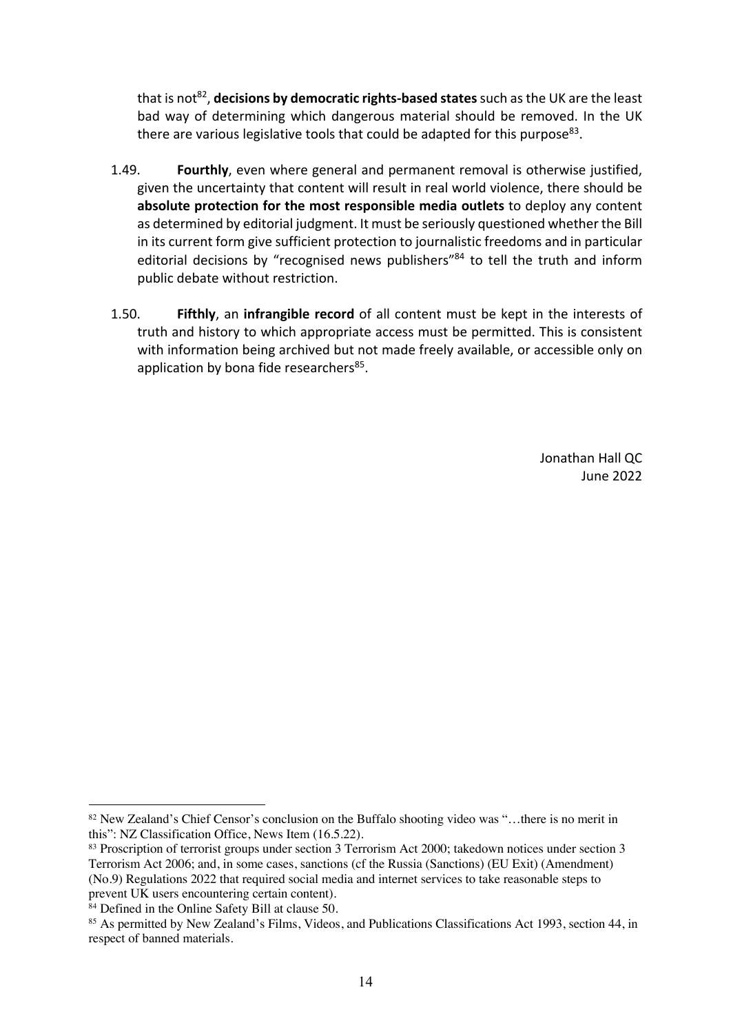that is not[82], **decisions by democratic rights-based states** such as the UK are the least bad way of determining which dangerous material should be removed. In the UK there are various legislative tools that could be adapted for this purpose[83].

1.49. **Fourthly**, even where general and permanent removal is otherwise justified, given the uncertainty that content will result in real world violence, there should be **absolute protection for the most responsible media outlets** to deploy any content as determined by editorial judgment. It must be seriously questioned whether the Bill in its current form give sufficient protection to journalistic freedoms and in particular editorial decisions by "recognised news publishers"[84] to tell the truth and inform public debate without restriction.

1.50. **Fifthly**, an **infrangible record** of all content must be kept in the interests of truth and history to which appropriate access must be permitted. This is consistent with information being archived but not made freely available, or accessible only on application by bona fide researchers[85].

Jonathan Hall QC
June 2022

---

[82] New Zealand's Chief Censor's conclusion on the Buffalo shooting video was "…there is no merit in this": NZ Classification Office, News Item (16.5.22).

[83] Proscription of terrorist groups under section 3 Terrorism Act 2000; takedown notices under section 3 Terrorism Act 2006; and, in some cases, sanctions (cf the Russia (Sanctions) (EU Exit) (Amendment) (No.9) Regulations 2022 that required social media and internet services to take reasonable steps to prevent UK users encountering certain content).

[84] Defined in the Online Safety Bill at clause 50.

[85] As permitted by New Zealand's Films, Videos, and Publications Classifications Act 1993, section 44, in respect of banned materials.